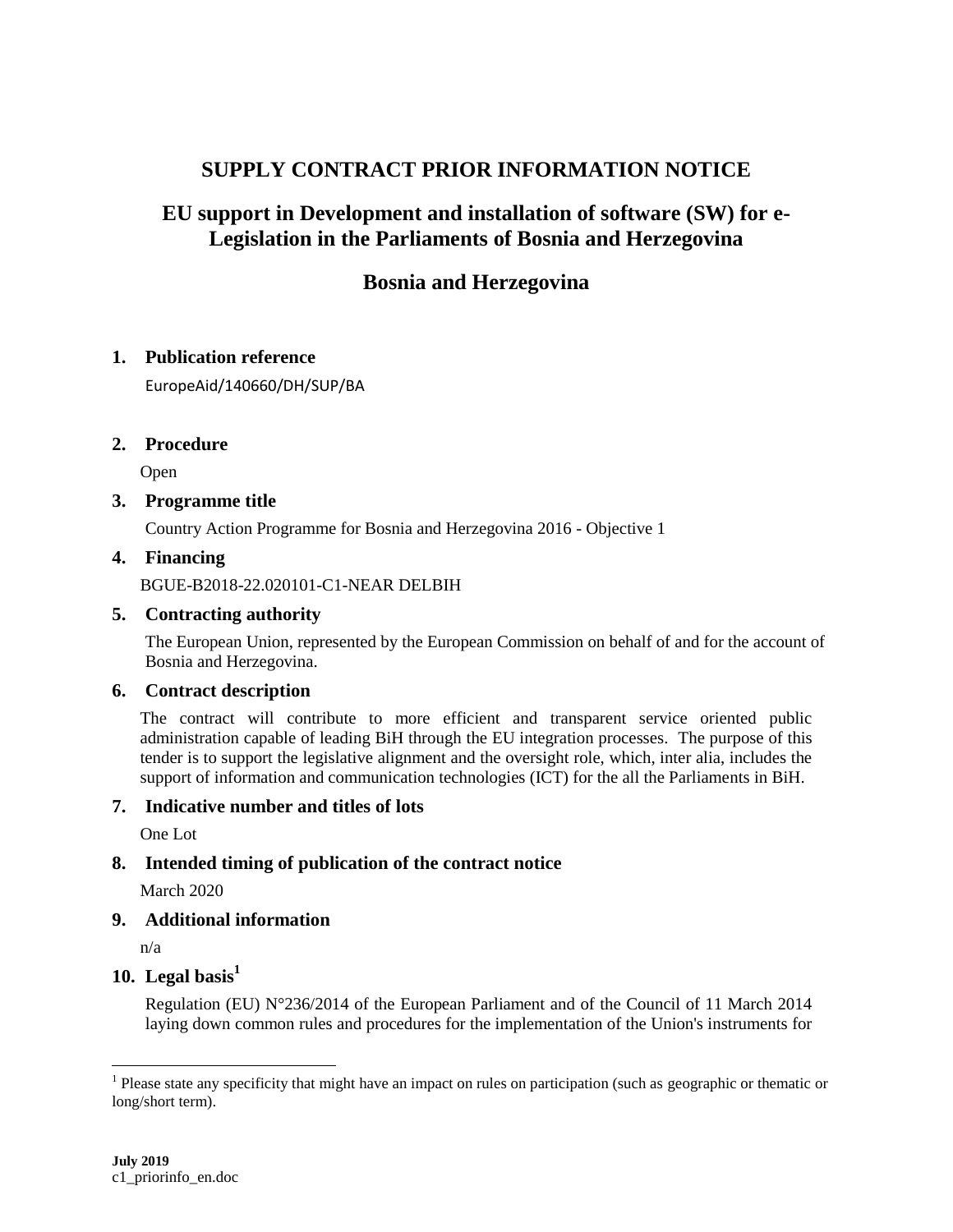# SUPPLY CONTRACT PRIOR INFORMATION NOTICE

## EU support in Development and installation of software (SW) for e-Legislation in the Parliaments of Bosnia and Herzegovina

## Bosnia and Herzegovina

### 1. Publication reference

EuropeAid/140660/DH/SUP/BA

### 2. Procedure

Open

### 3. Programme title

Country Action Programme for Bosnia and Herzegovina 2016 - Objective 1

### 4. Financing

BGUE-B2018-22.020101-C1-NEAR DELBIH

### 5. Contracting authority

The European Union, represented by the European Commission on behalf of and for the account of Bosnia and Herzegovina.

### 6. Contract description

The contract will contribute to more efficient and transparent service oriented public administration capable of leading BiH through the EU integration processes. The purpose of this tender is to support the legislative alignment and the oversight role, which, inter alia, includes the support of information and communication technologies (ICT) for the all the Parliaments in BiH.

### 7. Indicative number and titles of lots

One Lot

### 8. Intended timing of publication of the contract notice

March 2020

### 9. Additional information

n/a

### 10. Legal basis[1]

Regulation (EU) N°236/2014 of the European Parliament and of the Council of 11 March 2014 laying down common rules and procedures for the implementation of the Union's instruments for

---

[1] Please state any specificity that might have an impact on rules on participation (such as geographic or thematic or long/short term).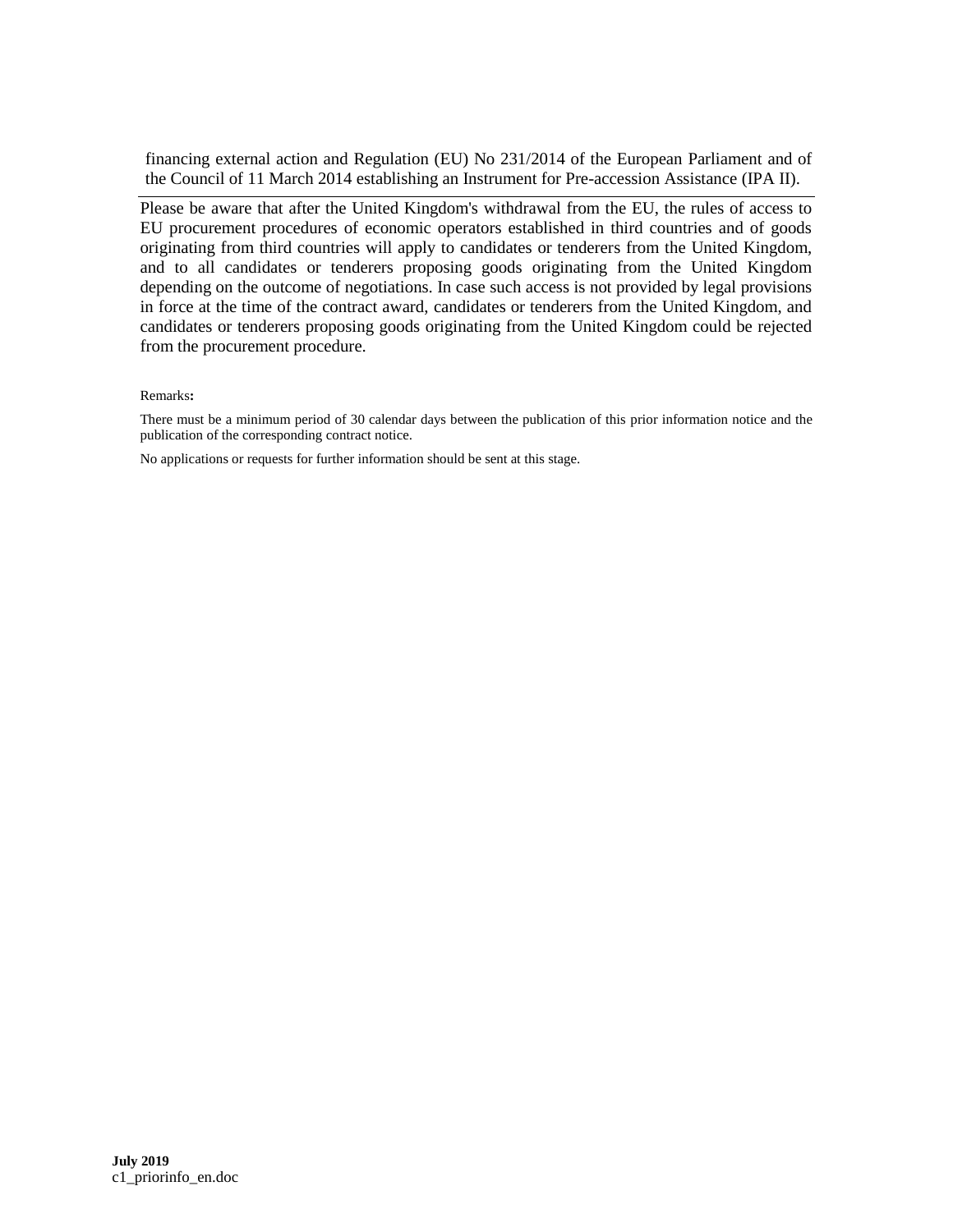financing external action and Regulation (EU) No 231/2014 of the European Parliament and of the Council of 11 March 2014 establishing an Instrument for Pre-accession Assistance (IPA II).

---

Please be aware that after the United Kingdom's withdrawal from the EU, the rules of access to EU procurement procedures of economic operators established in third countries and of goods originating from third countries will apply to candidates or tenderers from the United Kingdom, and to all candidates or tenderers proposing goods originating from the United Kingdom depending on the outcome of negotiations. In case such access is not provided by legal provisions in force at the time of the contract award, candidates or tenderers from the United Kingdom, and candidates or tenderers proposing goods originating from the United Kingdom could be rejected from the procurement procedure.

Remarks**:**

There must be a minimum period of 30 calendar days between the publication of this prior information notice and the publication of the corresponding contract notice.

No applications or requests for further information should be sent at this stage.

**July 2019**
c1_priorinfo_en.doc